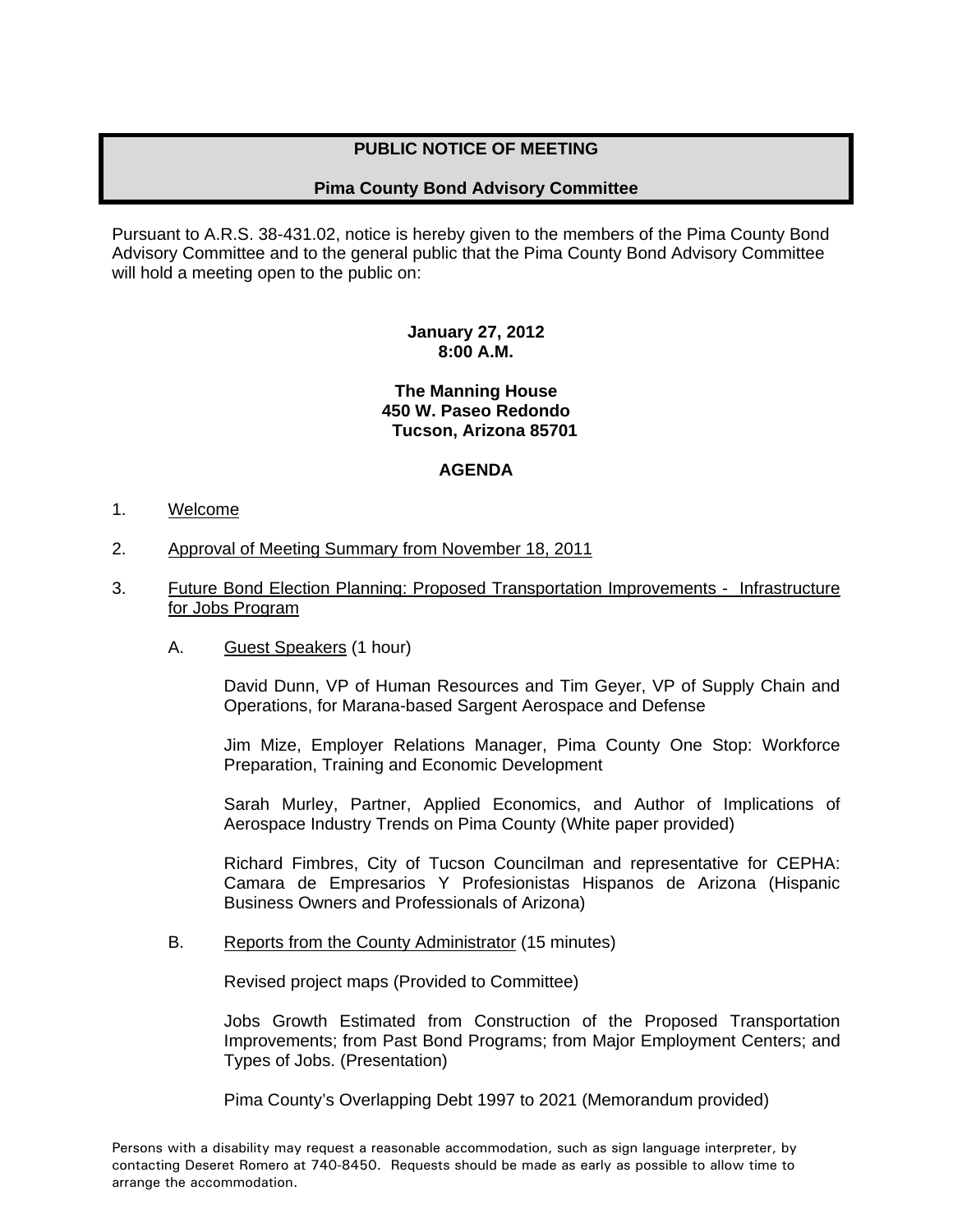# PUBLIC NOTICE OF MEETING

## Pima County Bond Advisory Committee

Pursuant to A.R.S. 38-431.02, notice is hereby given to the members of the Pima County Bond Advisory Committee and to the general public that the Pima County Bond Advisory Committee will hold a meeting open to the public on:

**January 27, 2012**
**8:00 A.M.**

**The Manning House**
**450 W. Paseo Redondo**
**Tucson, Arizona 85701**

**AGENDA**

1. Welcome

2. Approval of Meeting Summary from November 18, 2011

3. Future Bond Election Planning: Proposed Transportation Improvements - Infrastructure for Jobs Program

   A. Guest Speakers (1 hour)

      David Dunn, VP of Human Resources and Tim Geyer, VP of Supply Chain and Operations, for Marana-based Sargent Aerospace and Defense

      Jim Mize, Employer Relations Manager, Pima County One Stop: Workforce Preparation, Training and Economic Development

      Sarah Murley, Partner, Applied Economics, and Author of Implications of Aerospace Industry Trends on Pima County (White paper provided)

      Richard Fimbres, City of Tucson Councilman and representative for CEPHA: Camara de Empresarios Y Profesionistas Hispanos de Arizona (Hispanic Business Owners and Professionals of Arizona)

   B. Reports from the County Administrator (15 minutes)

      Revised project maps (Provided to Committee)

      Jobs Growth Estimated from Construction of the Proposed Transportation Improvements; from Past Bond Programs; from Major Employment Centers; and Types of Jobs. (Presentation)

      Pima County's Overlapping Debt 1997 to 2021 (Memorandum provided)

Persons with a disability may request a reasonable accommodation, such as sign language interpreter, by contacting Deseret Romero at 740-8450. Requests should be made as early as possible to allow time to arrange the accommodation.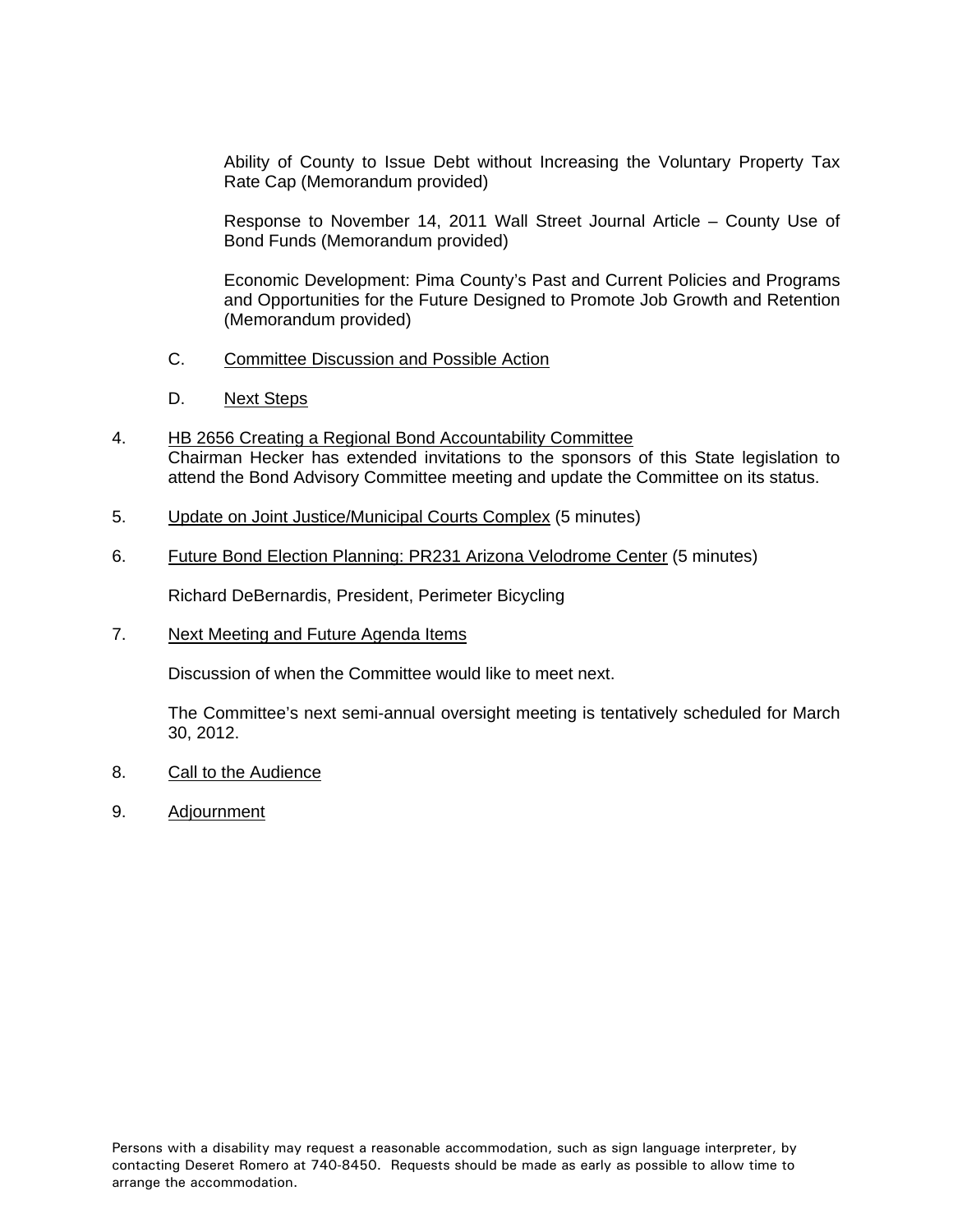Ability of County to Issue Debt without Increasing the Voluntary Property Tax Rate Cap (Memorandum provided)

Response to November 14, 2011 Wall Street Journal Article – County Use of Bond Funds (Memorandum provided)

Economic Development: Pima County's Past and Current Policies and Programs and Opportunities for the Future Designed to Promote Job Growth and Retention (Memorandum provided)

C. Committee Discussion and Possible Action

D. Next Steps

4. HB 2656 Creating a Regional Bond Accountability Committee
Chairman Hecker has extended invitations to the sponsors of this State legislation to attend the Bond Advisory Committee meeting and update the Committee on its status.

5. Update on Joint Justice/Municipal Courts Complex (5 minutes)

6. Future Bond Election Planning: PR231 Arizona Velodrome Center (5 minutes)

   Richard DeBernardis, President, Perimeter Bicycling

7. Next Meeting and Future Agenda Items

   Discussion of when the Committee would like to meet next.

   The Committee's next semi-annual oversight meeting is tentatively scheduled for March 30, 2012.

8. Call to the Audience

9. Adjournment

Persons with a disability may request a reasonable accommodation, such as sign language interpreter, by contacting Deseret Romero at 740-8450. Requests should be made as early as possible to allow time to arrange the accommodation.